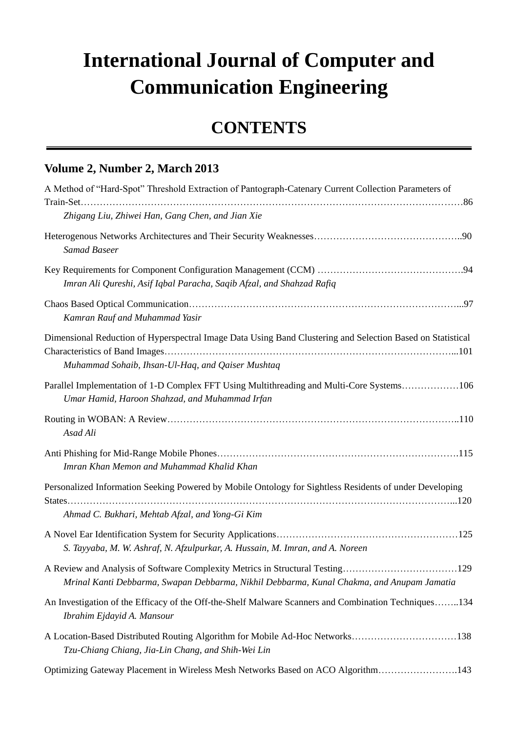# International Journal of Computer and Communication Engineering

## CONTENTS

### Volume 2, Number 2, March 2013

A Method of "Hard-Spot" Threshold Extraction of Pantograph-Catenary Current Collection Parameters of Train-Set……………………………………………………………………………………………………………86
*Zhigang Liu, Zhiwei Han, Gang Chen, and Jian Xie*

Heterogenous Networks Architectures and Their Security Weaknesses………………………………………..90
*Samad Baseer*

Key Requirements for Component Configuration Management (CCM) ……………………………………….94
*Imran Ali Qureshi, Asif Iqbal Paracha, Saqib Afzal, and Shahzad Rafiq*

Chaos Based Optical Communication…………………………………………………………………………...97
*Kamran Rauf and Muhammad Yasir*

Dimensional Reduction of Hyperspectral Image Data Using Band Clustering and Selection Based on Statistical Characteristics of Band Images……………………………………………………………………………...101
*Muhammad Sohaib, Ihsan-Ul-Haq, and Qaiser Mushtaq*

Parallel Implementation of 1-D Complex FFT Using Multithreading and Multi-Core Systems………………106
*Umar Hamid, Haroon Shahzad, and Muhammad Irfan*

Routing in WOBAN: A Review………………………………………………………………………………..110
*Asad Ali*

Anti Phishing for Mid-Range Mobile Phones………………………………………………………………….115
*Imran Khan Memon and Muhammad Khalid Khan*

Personalized Information Seeking Powered by Mobile Ontology for Sightless Residents of under Developing States……………………………………………………………………………………………………...120
*Ahmad C. Bukhari, Mehtab Afzal, and Yong-Gi Kim*

A Novel Ear Identification System for Security Applications…………………………………………………125
*S. Tayyaba, M. W. Ashraf, N. Afzulpurkar, A. Hussain, M. Imran, and A. Noreen*

A Review and Analysis of Software Complexity Metrics in Structural Testing………………………………129
*Mrinal Kanti Debbarma, Swapan Debbarma, Nikhil Debbarma, Kunal Chakma, and Anupam Jamatia*

An Investigation of the Efficacy of the Off-the-Shelf Malware Scanners and Combination Techniques……..134
*Ibrahim Ejdayid A. Mansour*

A Location-Based Distributed Routing Algorithm for Mobile Ad-Hoc Networks……………………………138
*Tzu-Chiang Chiang, Jia-Lin Chang, and Shih-Wei Lin*

Optimizing Gateway Placement in Wireless Mesh Networks Based on ACO Algorithm…………………….143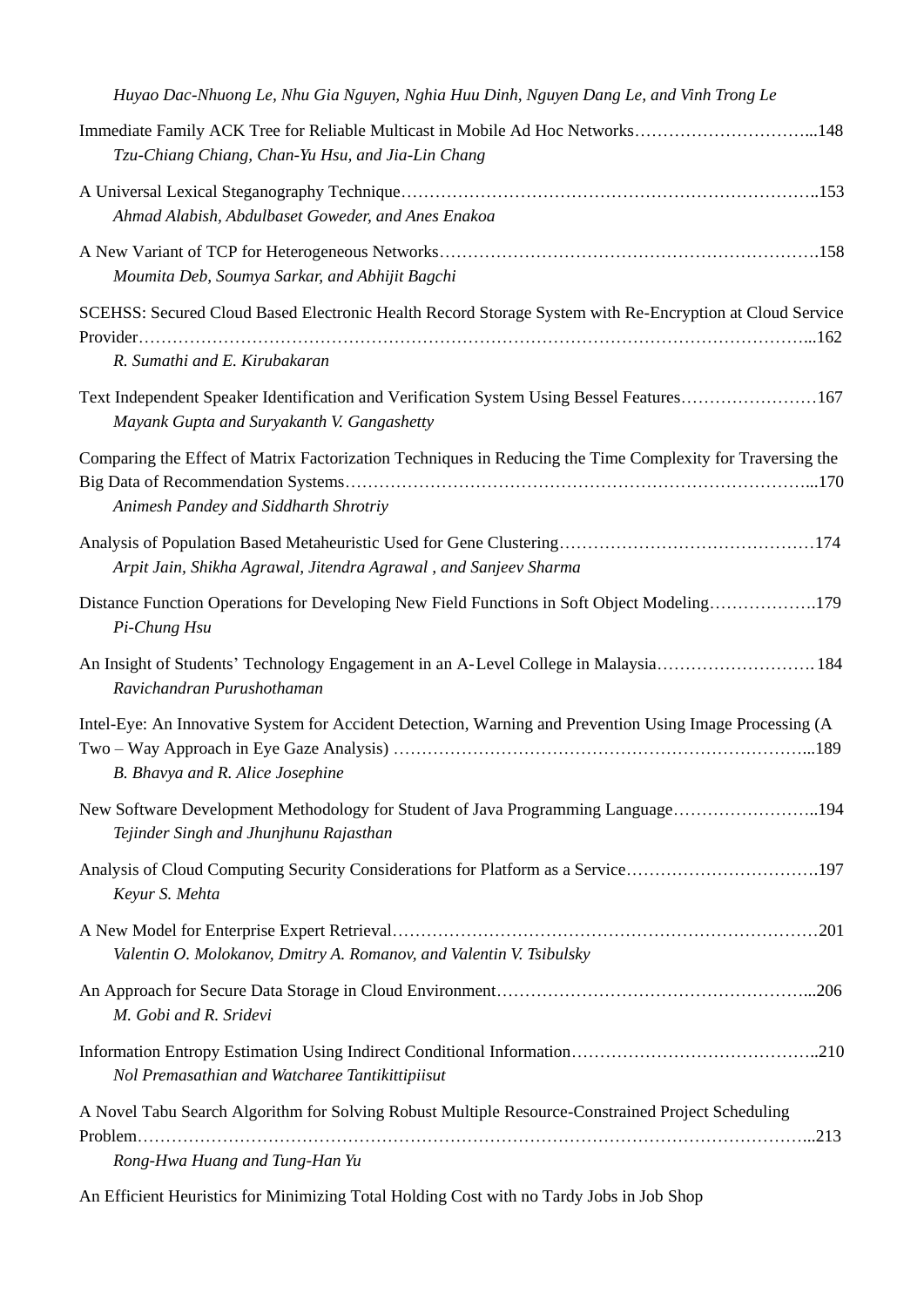*Huyao Dac-Nhuong Le, Nhu Gia Nguyen, Nghia Huu Dinh, Nguyen Dang Le, and Vinh Trong Le*

Immediate Family ACK Tree for Reliable Multicast in Mobile Ad Hoc Networks…………………………...148
*Tzu-Chiang Chiang, Chan-Yu Hsu, and Jia-Lin Chang*

A Universal Lexical Steganography Technique………………………………………………………………..153
*Ahmad Alabish, Abdulbaset Goweder, and Anes Enakoa*

A New Variant of TCP for Heterogeneous Networks……………………………………………………….158
*Moumita Deb, Soumya Sarkar, and Abhijit Bagchi*

SCEHSS: Secured Cloud Based Electronic Health Record Storage System with Re-Encryption at Cloud Service Provider……………………………………………………………………………………………...162
*R. Sumathi and E. Kirubakaran*

Text Independent Speaker Identification and Verification System Using Bessel Features……………………167
*Mayank Gupta and Suryakanth V. Gangashetty*

Comparing the Effect of Matrix Factorization Techniques in Reducing the Time Complexity for Traversing the Big Data of Recommendation Systems……………………………………………………………………...170
*Animesh Pandey and Siddharth Shrotriy*

Analysis of Population Based Metaheuristic Used for Gene Clustering………………………………………174
*Arpit Jain, Shikha Agrawal, Jitendra Agrawal , and Sanjeev Sharma*

Distance Function Operations for Developing New Field Functions in Soft Object Modeling……………….179
*Pi-Chung Hsu*

An Insight of Students' Technology Engagement in an A-Level College in Malaysia………………………. 184
*Ravichandran Purushothaman*

Intel-Eye: An Innovative System for Accident Detection, Warning and Prevention Using Image Processing (A Two – Way Approach in Eye Gaze Analysis) ……………………………………………………………...189
*B. Bhavya and R. Alice Josephine*

New Software Development Methodology for Student of Java Programming Language……………………..194
*Tejinder Singh and Jhunjhunu Rajasthan*

Analysis of Cloud Computing Security Considerations for Platform as a Service…………………………….197
*Keyur S. Mehta*

A New Model for Enterprise Expert Retrieval…………………………………………………………………201
*Valentin O. Molokanov, Dmitry A. Romanov, and Valentin V. Tsibulsky*

An Approach for Secure Data Storage in Cloud Environment………………………………………………...206
*M. Gobi and R. Sridevi*

Information Entropy Estimation Using Indirect Conditional Information……………………………………..210
*Nol Premasathian and Watcharee Tantikittipiisut*

A Novel Tabu Search Algorithm for Solving Robust Multiple Resource-Constrained Project Scheduling Problem……………………………………………………………………………………………………...213
*Rong-Hwa Huang and Tung-Han Yu*

An Efficient Heuristics for Minimizing Total Holding Cost with no Tardy Jobs in Job Shop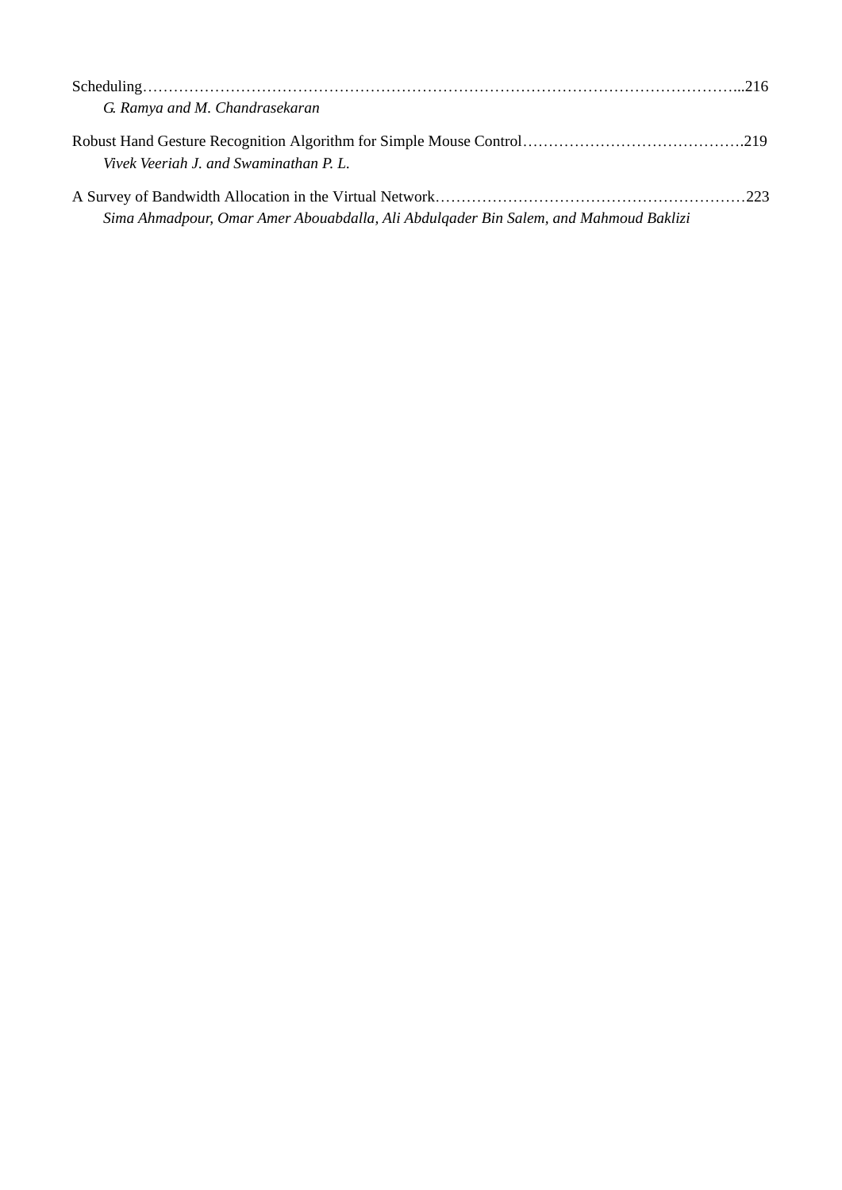Scheduling……………………………………………………………………………………………………...216
*G. Ramya and M. Chandrasekaran*

Robust Hand Gesture Recognition Algorithm for Simple Mouse Control…………………………………….219
*Vivek Veeriah J. and Swaminathan P. L.*

A Survey of Bandwidth Allocation in the Virtual Network……………………………………………………223
*Sima Ahmadpour, Omar Amer Abouabdalla, Ali Abdulqader Bin Salem, and Mahmoud Baklizi*